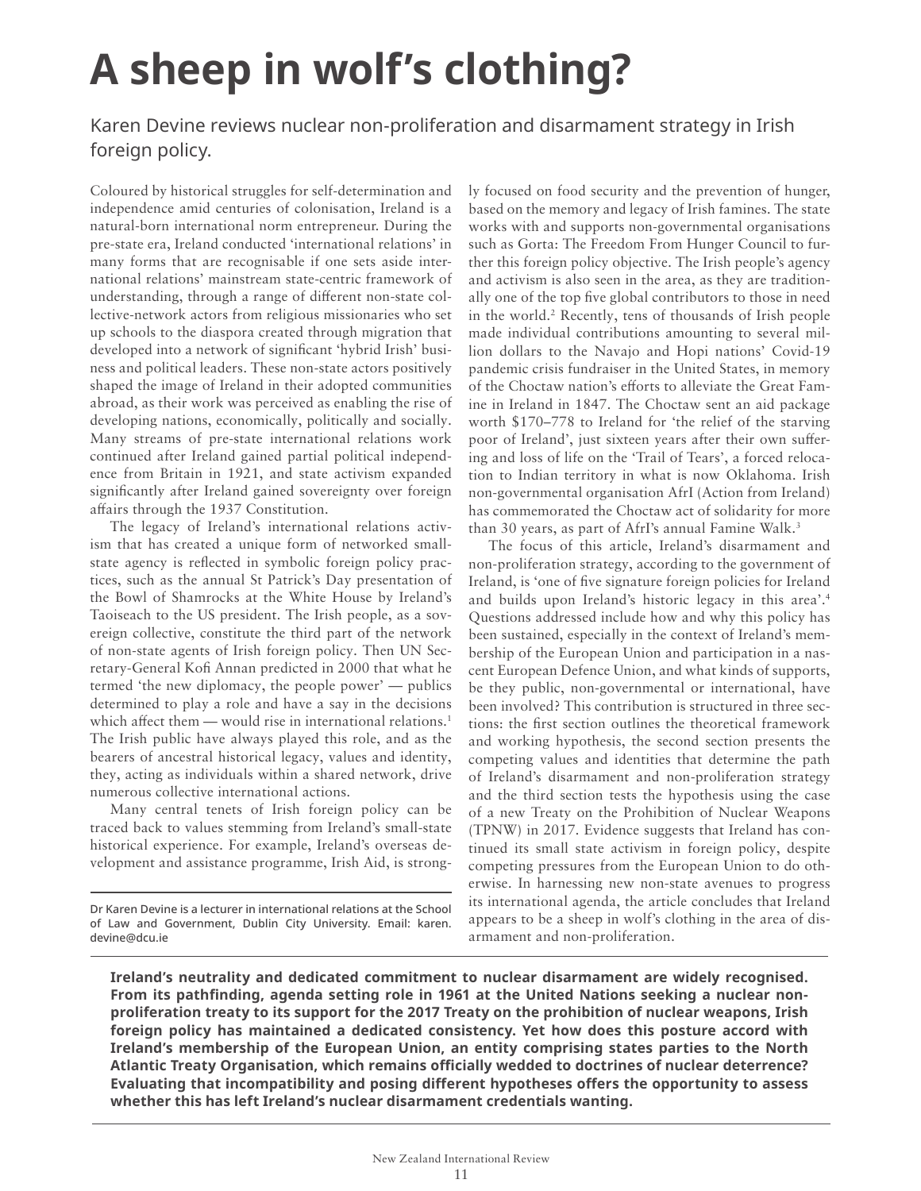# A sheep in wolf's clothing?

Karen Devine reviews nuclear non-proliferation and disarmament strategy in Irish foreign policy.

Coloured by historical struggles for self-determination and independence amid centuries of colonisation, Ireland is a natural-born international norm entrepreneur. During the pre-state era, Ireland conducted 'international relations' in many forms that are recognisable if one sets aside international relations' mainstream state-centric framework of understanding, through a range of different non-state collective-network actors from religious missionaries who set up schools to the diaspora created through migration that developed into a network of significant 'hybrid Irish' business and political leaders. These non-state actors positively shaped the image of Ireland in their adopted communities abroad, as their work was perceived as enabling the rise of developing nations, economically, politically and socially. Many streams of pre-state international relations work continued after Ireland gained partial political independence from Britain in 1921, and state activism expanded significantly after Ireland gained sovereignty over foreign affairs through the 1937 Constitution.

The legacy of Ireland's international relations activism that has created a unique form of networked small-state agency is reflected in symbolic foreign policy practices, such as the annual St Patrick's Day presentation of the Bowl of Shamrocks at the White House by Ireland's Taoiseach to the US president. The Irish people, as a sovereign collective, constitute the third part of the network of non-state agents of Irish foreign policy. Then UN Secretary-General Kofi Annan predicted in 2000 that what he termed 'the new diplomacy, the people power' — publics determined to play a role and have a say in the decisions which affect them — would rise in international relations.[1] The Irish public have always played this role, and as the bearers of ancestral historical legacy, values and identity, they, acting as individuals within a shared network, drive numerous collective international actions.

Many central tenets of Irish foreign policy can be traced back to values stemming from Ireland's small-state historical experience. For example, Ireland's overseas development and assistance programme, Irish Aid, is strongly focused on food security and the prevention of hunger, based on the memory and legacy of Irish famines. The state works with and supports non-governmental organisations such as Gorta: The Freedom From Hunger Council to further this foreign policy objective. The Irish people's agency and activism is also seen in the area, as they are traditionally one of the top five global contributors to those in need in the world.[2] Recently, tens of thousands of Irish people made individual contributions amounting to several million dollars to the Navajo and Hopi nations' Covid-19 pandemic crisis fundraiser in the United States, in memory of the Choctaw nation's efforts to alleviate the Great Famine in Ireland in 1847. The Choctaw sent an aid package worth $170–778 to Ireland for 'the relief of the starving poor of Ireland', just sixteen years after their own suffering and loss of life on the 'Trail of Tears', a forced relocation to Indian territory in what is now Oklahoma. Irish non-governmental organisation AfrI (Action from Ireland) has commemorated the Choctaw act of solidarity for more than 30 years, as part of AfrI's annual Famine Walk.[3]

The focus of this article, Ireland's disarmament and non-proliferation strategy, according to the government of Ireland, is 'one of five signature foreign policies for Ireland and builds upon Ireland's historic legacy in this area'.[4] Questions addressed include how and why this policy has been sustained, especially in the context of Ireland's membership of the European Union and participation in a nascent European Defence Union, and what kinds of supports, be they public, non-governmental or international, have been involved? This contribution is structured in three sections: the first section outlines the theoretical framework and working hypothesis, the second section presents the competing values and identities that determine the path of Ireland's disarmament and non-proliferation strategy and the third section tests the hypothesis using the case of a new Treaty on the Prohibition of Nuclear Weapons (TPNW) in 2017. Evidence suggests that Ireland has continued its small state activism in foreign policy, despite competing pressures from the European Union to do otherwise. In harnessing new non-state avenues to progress its international agenda, the article concludes that Ireland appears to be a sheep in wolf's clothing in the area of disarmament and non-proliferation.

Dr Karen Devine is a lecturer in international relations at the School of Law and Government, Dublin City University. Email: karen.devine@dcu.ie

**Ireland's neutrality and dedicated commitment to nuclear disarmament are widely recognised. From its pathfinding, agenda setting role in 1961 at the United Nations seeking a nuclear non-proliferation treaty to its support for the 2017 Treaty on the prohibition of nuclear weapons, Irish foreign policy has maintained a dedicated consistency. Yet how does this posture accord with Ireland's membership of the European Union, an entity comprising states parties to the North Atlantic Treaty Organisation, which remains officially wedded to doctrines of nuclear deterrence? Evaluating that incompatibility and posing different hypotheses offers the opportunity to assess whether this has left Ireland's nuclear disarmament credentials wanting.**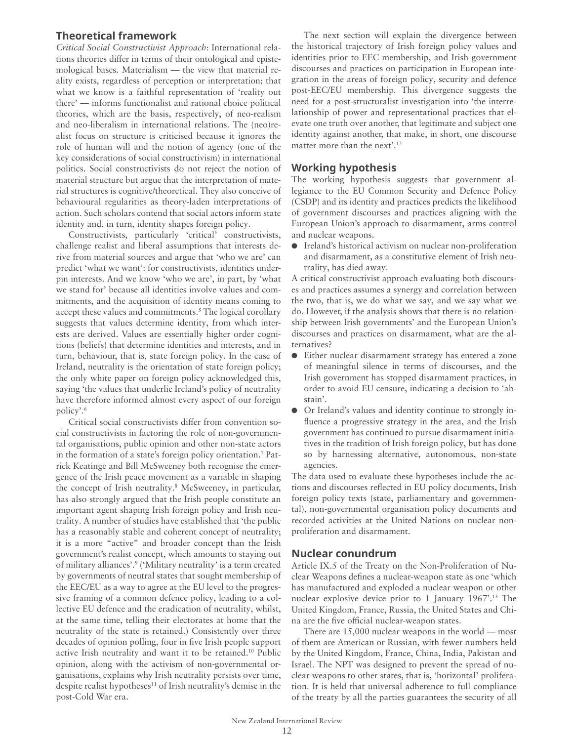## Theoretical framework

*Critical Social Constructivist Approach*: International relations theories differ in terms of their ontological and epistemological bases. Materialism — the view that material reality exists, regardless of perception or interpretation; that what we know is a faithful representation of 'reality out there' — informs functionalist and rational choice political theories, which are the basis, respectively, of neo-realism and neo-liberalism in international relations. The (neo)realist focus on structure is criticised because it ignores the role of human will and the notion of agency (one of the key considerations of social constructivism) in international politics. Social constructivists do not reject the notion of material structure but argue that the interpretation of material structures is cognitive/theoretical. They also conceive of behavioural regularities as theory-laden interpretations of action. Such scholars contend that social actors inform state identity and, in turn, identity shapes foreign policy.

Constructivists, particularly 'critical' constructivists, challenge realist and liberal assumptions that interests derive from material sources and argue that 'who we are' can predict 'what we want': for constructivists, identities underpin interests. And we know 'who we are', in part, by 'what we stand for' because all identities involve values and commitments, and the acquisition of identity means coming to accept these values and commitments.[5] The logical corollary suggests that values determine identity, from which interests are derived. Values are essentially higher order cognitions (beliefs) that determine identities and interests, and in turn, behaviour, that is, state foreign policy. In the case of Ireland, neutrality is the orientation of state foreign policy; the only white paper on foreign policy acknowledged this, saying 'the values that underlie Ireland's policy of neutrality have therefore informed almost every aspect of our foreign policy'.[6]

Critical social constructivists differ from convention social constructivists in factoring the role of non-governmental organisations, public opinion and other non-state actors in the formation of a state's foreign policy orientation.[7] Patrick Keatinge and Bill McSweeney both recognise the emergence of the Irish peace movement as a variable in shaping the concept of Irish neutrality.[8] McSweeney, in particular, has also strongly argued that the Irish people constitute an important agent shaping Irish foreign policy and Irish neutrality. A number of studies have established that 'the public has a reasonably stable and coherent concept of neutrality; it is a more "active" and broader concept than the Irish government's realist concept, which amounts to staying out of military alliances'.[9] ('Military neutrality' is a term created by governments of neutral states that sought membership of the EEC/EU as a way to agree at the EU level to the progressive framing of a common defence policy, leading to a collective EU defence and the eradication of neutrality, whilst, at the same time, telling their electorates at home that the neutrality of the state is retained.) Consistently over three decades of opinion polling, four in five Irish people support active Irish neutrality and want it to be retained.[10] Public opinion, along with the activism of non-governmental organisations, explains why Irish neutrality persists over time, despite realist hypotheses[11] of Irish neutrality's demise in the post-Cold War era.

The next section will explain the divergence between the historical trajectory of Irish foreign policy values and identities prior to EEC membership, and Irish government discourses and practices on participation in European integration in the areas of foreign policy, security and defence post-EEC/EU membership. This divergence suggests the need for a post-structuralist investigation into 'the interrelationship of power and representational practices that elevate one truth over another, that legitimate and subject one identity against another, that make, in short, one discourse matter more than the next'.[12]

## Working hypothesis

The working hypothesis suggests that government allegiance to the EU Common Security and Defence Policy (CSDP) and its identity and practices predicts the likelihood of government discourses and practices aligning with the European Union's approach to disarmament, arms control and nuclear weapons.

- Ireland's historical activism on nuclear non-proliferation and disarmament, as a constitutive element of Irish neutrality, has died away.

A critical constructivist approach evaluating both discourses and practices assumes a synergy and correlation between the two, that is, we do what we say, and we say what we do. However, if the analysis shows that there is no relationship between Irish governments' and the European Union's discourses and practices on disarmament, what are the alternatives?

- Either nuclear disarmament strategy has entered a zone of meaningful silence in terms of discourses, and the Irish government has stopped disarmament practices, in order to avoid EU censure, indicating a decision to 'abstain'.
- Or Ireland's values and identity continue to strongly influence a progressive strategy in the area, and the Irish government has continued to pursue disarmament initiatives in the tradition of Irish foreign policy, but has done so by harnessing alternative, autonomous, non-state agencies.

The data used to evaluate these hypotheses include the actions and discourses reflected in EU policy documents, Irish foreign policy texts (state, parliamentary and governmental), non-governmental organisation policy documents and recorded activities at the United Nations on nuclear non-proliferation and disarmament.

## Nuclear conundrum

Article IX.5 of the Treaty on the Non-Proliferation of Nuclear Weapons defines a nuclear-weapon state as one 'which has manufactured and exploded a nuclear weapon or other nuclear explosive device prior to 1 January 1967'.[13] The United Kingdom, France, Russia, the United States and China are the five official nuclear-weapon states.

There are 15,000 nuclear weapons in the world — most of them are American or Russian, with fewer numbers held by the United Kingdom, France, China, India, Pakistan and Israel. The NPT was designed to prevent the spread of nuclear weapons to other states, that is, 'horizontal' proliferation. It is held that universal adherence to full compliance of the treaty by all the parties guarantees the security of all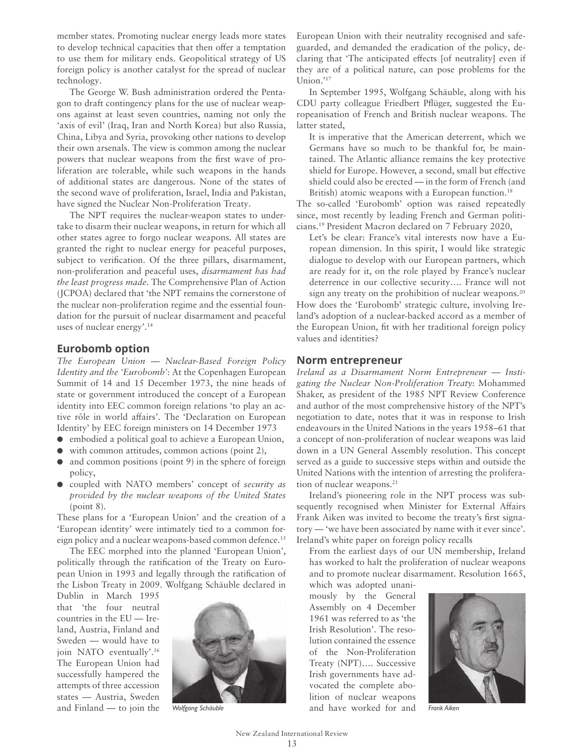member states. Promoting nuclear energy leads more states to develop technical capacities that then offer a temptation to use them for military ends. Geopolitical strategy of US foreign policy is another catalyst for the spread of nuclear technology.

The George W. Bush administration ordered the Pentagon to draft contingency plans for the use of nuclear weapons against at least seven countries, naming not only the 'axis of evil' (Iraq, Iran and North Korea) but also Russia, China, Libya and Syria, provoking other nations to develop their own arsenals. The view is common among the nuclear powers that nuclear weapons from the first wave of proliferation are tolerable, while such weapons in the hands of additional states are dangerous. None of the states of the second wave of proliferation, Israel, India and Pakistan, have signed the Nuclear Non-Proliferation Treaty.

The NPT requires the nuclear-weapon states to undertake to disarm their nuclear weapons, in return for which all other states agree to forgo nuclear weapons. All states are granted the right to nuclear energy for peaceful purposes, subject to verification. Of the three pillars, disarmament, non-proliferation and peaceful uses, *disarmament has had the least progress made*. The Comprehensive Plan of Action (JCPOA) declared that 'the NPT remains the cornerstone of the nuclear non-proliferation regime and the essential foundation for the pursuit of nuclear disarmament and peaceful uses of nuclear energy'.[14]

## Eurobomb option

*The European Union — Nuclear-Based Foreign Policy Identity and the 'Eurobomb'*: At the Copenhagen European Summit of 14 and 15 December 1973, the nine heads of state or government introduced the concept of a European identity into EEC common foreign relations 'to play an active rôle in world affairs'. The 'Declaration on European Identity' by EEC foreign ministers on 14 December 1973

- embodied a political goal to achieve a European Union,
- with common attitudes, common actions (point 2),
- and common positions (point 9) in the sphere of foreign policy,
- coupled with NATO members' concept of *security as provided by the nuclear weapons of the United States* (point 8).

These plans for a 'European Union' and the creation of a 'European identity' were intimately tied to a common foreign policy and a nuclear weapons-based common defence.[15]

The EEC morphed into the planned 'European Union', politically through the ratification of the Treaty on European Union in 1993 and legally through the ratification of the Lisbon Treaty in 2009. Wolfgang Schäuble declared in Dublin in March 1995 that 'the four neutral countries in the EU — Ireland, Austria, Finland and Sweden — would have to join NATO eventually'.[16] The European Union had successfully hampered the attempts of three accession states — Austria, Sweden and Finland — to join the European Union with their neutrality recognised and safeguarded, and demanded the eradication of the policy, declaring that 'The anticipated effects [of neutrality] even if they are of a political nature, can pose problems for the Union.'[17]

*Wolfgang Schäuble*

In September 1995, Wolfgang Schäuble, along with his CDU party colleague Friedbert Pflüger, suggested the Europeanisation of French and British nuclear weapons. The latter stated,

> It is imperative that the American deterrent, which we Germans have so much to be thankful for, be maintained. The Atlantic alliance remains the key protective shield for Europe. However, a second, small but effective shield could also be erected — in the form of French (and British) atomic weapons with a European function.[18]

The so-called 'Eurobomb' option was raised repeatedly since, most recently by leading French and German politicians.[19] President Macron declared on 7 February 2020,

> Let's be clear: France's vital interests now have a European dimension. In this spirit, I would like strategic dialogue to develop with our European partners, which are ready for it, on the role played by France's nuclear deterrence in our collective security…. France will not sign any treaty on the prohibition of nuclear weapons.[20]

How does the 'Eurobomb' strategic culture, involving Ireland's adoption of a nuclear-backed accord as a member of the European Union, fit with her traditional foreign policy values and identities?

## Norm entrepreneur

*Ireland as a Disarmament Norm Entrepreneur — Instigating the Nuclear Non-Proliferation Treaty*: Mohammed Shaker, as president of the 1985 NPT Review Conference and author of the most comprehensive history of the NPT's negotiation to date, notes that it was in response to Irish endeavours in the United Nations in the years 1958–61 that a concept of non-proliferation of nuclear weapons was laid down in a UN General Assembly resolution. This concept served as a guide to successive steps within and outside the United Nations with the intention of arresting the proliferation of nuclear weapons.[21]

Ireland's pioneering role in the NPT process was subsequently recognised when Minister for External Affairs Frank Aiken was invited to become the treaty's first signatory — 'we have been associated by name with it ever since'. Ireland's white paper on foreign policy recalls

> From the earliest days of our UN membership, Ireland has worked to halt the proliferation of nuclear weapons and to promote nuclear disarmament. Resolution 1665, which was adopted unanimously by the General Assembly on 4 December 1961 was referred to as 'the Irish Resolution'. The resolution contained the essence of the Non-Proliferation Treaty (NPT)…. Successive Irish governments have advocated the complete abolition of nuclear weapons and have worked for and

*Frank Aiken*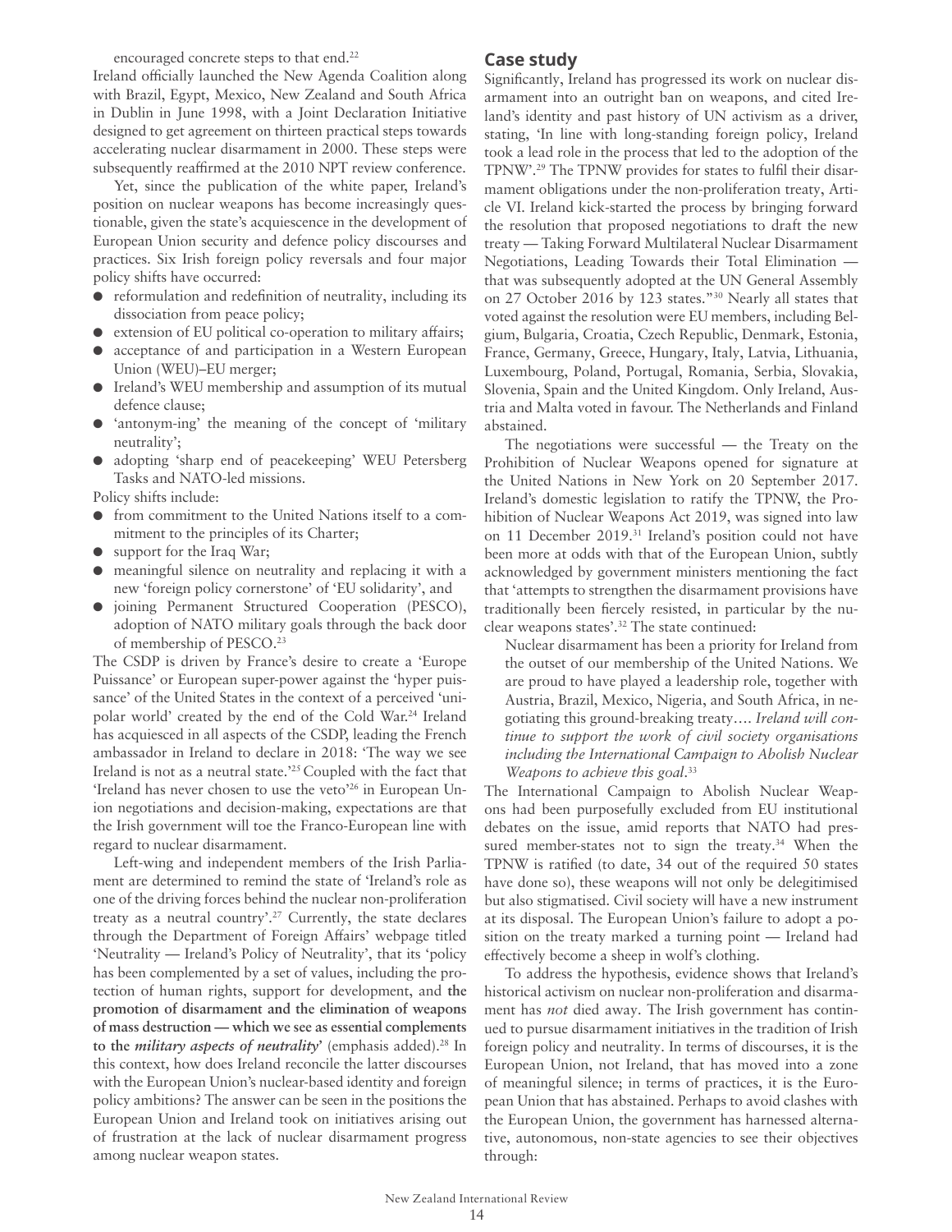encouraged concrete steps to that end.[22]

Ireland officially launched the New Agenda Coalition along with Brazil, Egypt, Mexico, New Zealand and South Africa in Dublin in June 1998, with a Joint Declaration Initiative designed to get agreement on thirteen practical steps towards accelerating nuclear disarmament in 2000. These steps were subsequently reaffirmed at the 2010 NPT review conference.

Yet, since the publication of the white paper, Ireland's position on nuclear weapons has become increasingly questionable, given the state's acquiescence in the development of European Union security and defence policy discourses and practices. Six Irish foreign policy reversals and four major policy shifts have occurred:

- reformulation and redefinition of neutrality, including its dissociation from peace policy;
- extension of EU political co-operation to military affairs;
- acceptance of and participation in a Western European Union (WEU)–EU merger;
- Ireland's WEU membership and assumption of its mutual defence clause;
- 'antonym-ing' the meaning of the concept of 'military neutrality';
- adopting 'sharp end of peacekeeping' WEU Petersberg Tasks and NATO-led missions.

Policy shifts include:

- from commitment to the United Nations itself to a commitment to the principles of its Charter;
- support for the Iraq War;
- meaningful silence on neutrality and replacing it with a new 'foreign policy cornerstone' of 'EU solidarity', and
- joining Permanent Structured Cooperation (PESCO), adoption of NATO military goals through the back door of membership of PESCO.[23]

The CSDP is driven by France's desire to create a 'Europe Puissance' or European super-power against the 'hyper puissance' of the United States in the context of a perceived 'unipolar world' created by the end of the Cold War.[24] Ireland has acquiesced in all aspects of the CSDP, leading the French ambassador in Ireland to declare in 2018: 'The way we see Ireland is not as a neutral state.'[25] Coupled with the fact that 'Ireland has never chosen to use the veto'[26] in European Union negotiations and decision-making, expectations are that the Irish government will toe the Franco-European line with regard to nuclear disarmament.

Left-wing and independent members of the Irish Parliament are determined to remind the state of 'Ireland's role as one of the driving forces behind the nuclear non-proliferation treaty as a neutral country'.[27] Currently, the state declares through the Department of Foreign Affairs' webpage titled 'Neutrality — Ireland's Policy of Neutrality', that its 'policy has been complemented by a set of values, including the protection of human rights, support for development, and **the promotion of disarmament and the elimination of weapons of mass destruction — which we see as essential complements to the *military aspects of neutrality*'** (emphasis added).[28] In this context, how does Ireland reconcile the latter discourses with the European Union's nuclear-based identity and foreign policy ambitions? The answer can be seen in the positions the European Union and Ireland took on initiatives arising out of frustration at the lack of nuclear disarmament progress among nuclear weapon states.

## Case study

Significantly, Ireland has progressed its work on nuclear disarmament into an outright ban on weapons, and cited Ireland's identity and past history of UN activism as a driver, stating, 'In line with long-standing foreign policy, Ireland took a lead role in the process that led to the adoption of the TPNW'.[29] The TPNW provides for states to fulfil their disarmament obligations under the non-proliferation treaty, Article VI. Ireland kick-started the process by bringing forward the resolution that proposed negotiations to draft the new treaty — Taking Forward Multilateral Nuclear Disarmament Negotiations, Leading Towards their Total Elimination — that was subsequently adopted at the UN General Assembly on 27 October 2016 by 123 states."[30] Nearly all states that voted against the resolution were EU members, including Belgium, Bulgaria, Croatia, Czech Republic, Denmark, Estonia, France, Germany, Greece, Hungary, Italy, Latvia, Lithuania, Luxembourg, Poland, Portugal, Romania, Serbia, Slovakia, Slovenia, Spain and the United Kingdom. Only Ireland, Austria and Malta voted in favour. The Netherlands and Finland abstained.

The negotiations were successful — the Treaty on the Prohibition of Nuclear Weapons opened for signature at the United Nations in New York on 20 September 2017. Ireland's domestic legislation to ratify the TPNW, the Prohibition of Nuclear Weapons Act 2019, was signed into law on 11 December 2019.[31] Ireland's position could not have been more at odds with that of the European Union, subtly acknowledged by government ministers mentioning the fact that 'attempts to strengthen the disarmament provisions have traditionally been fiercely resisted, in particular by the nuclear weapons states'.[32] The state continued:

> Nuclear disarmament has been a priority for Ireland from the outset of our membership of the United Nations. We are proud to have played a leadership role, together with Austria, Brazil, Mexico, Nigeria, and South Africa, in negotiating this ground-breaking treaty…. *Ireland will continue to support the work of civil society organisations including the International Campaign to Abolish Nuclear Weapons to achieve this goal*.[33]

The International Campaign to Abolish Nuclear Weapons had been purposefully excluded from EU institutional debates on the issue, amid reports that NATO had pressured member-states not to sign the treaty.[34] When the TPNW is ratified (to date, 34 out of the required 50 states have done so), these weapons will not only be delegitimised but also stigmatised. Civil society will have a new instrument at its disposal. The European Union's failure to adopt a position on the treaty marked a turning point — Ireland had effectively become a sheep in wolf's clothing.

To address the hypothesis, evidence shows that Ireland's historical activism on nuclear non-proliferation and disarmament has *not* died away. The Irish government has continued to pursue disarmament initiatives in the tradition of Irish foreign policy and neutrality. In terms of discourses, it is the European Union, not Ireland, that has moved into a zone of meaningful silence; in terms of practices, it is the European Union that has abstained. Perhaps to avoid clashes with the European Union, the government has harnessed alternative, autonomous, non-state agencies to see their objectives through: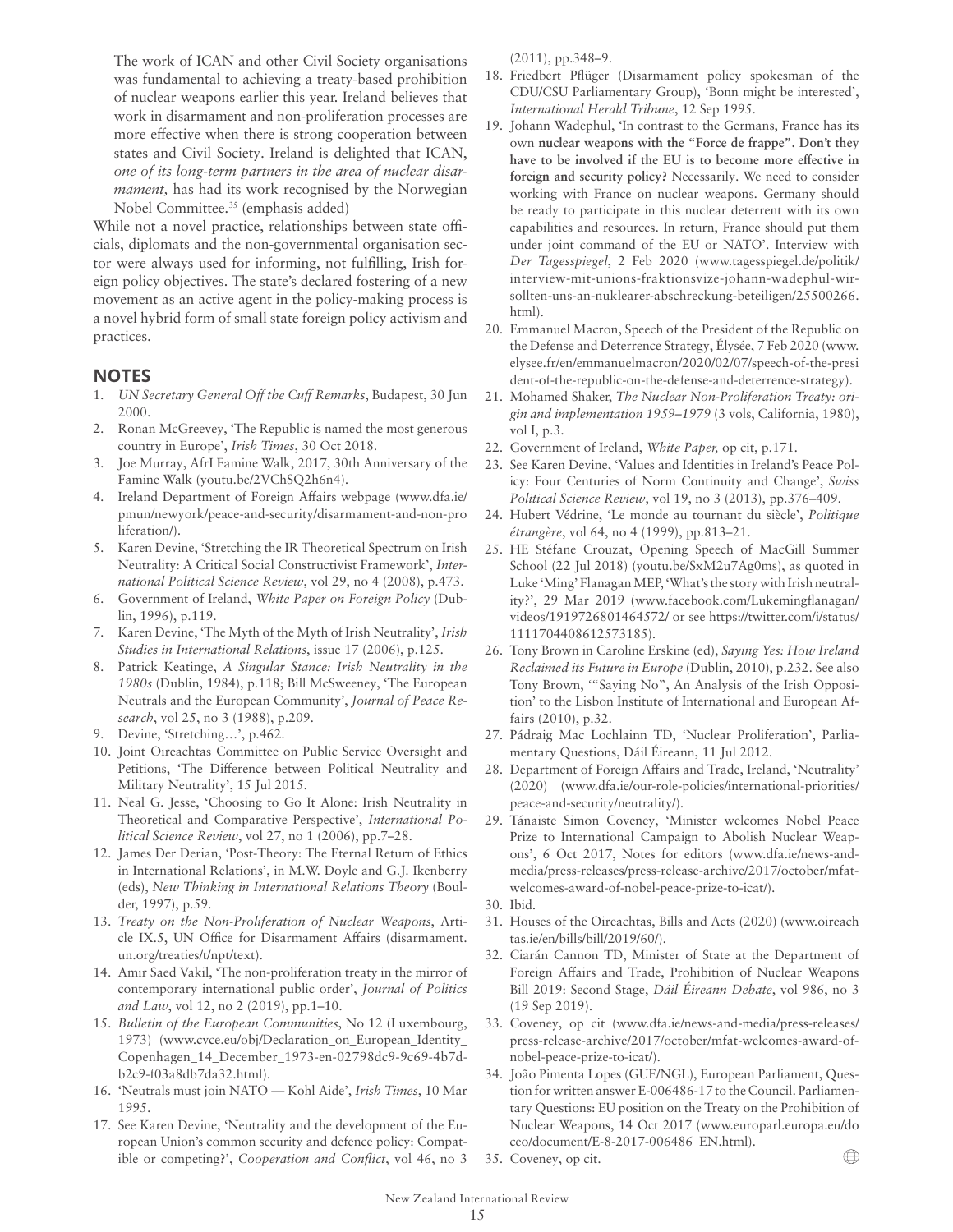The work of ICAN and other Civil Society organisations was fundamental to achieving a treaty-based prohibition of nuclear weapons earlier this year. Ireland believes that work in disarmament and non-proliferation processes are more effective when there is strong cooperation between states and Civil Society. Ireland is delighted that ICAN, *one of its long-term partners in the area of nuclear disarmament,* has had its work recognised by the Norwegian Nobel Committee.[35] (emphasis added)

While not a novel practice, relationships between state officials, diplomats and the non-governmental organisation sector were always used for informing, not fulfilling, Irish foreign policy objectives. The state's declared fostering of a new movement as an active agent in the policy-making process is a novel hybrid form of small state foreign policy activism and practices.

## NOTES

1. *UN Secretary General Off the Cuff Remarks*, Budapest, 30 Jun 2000.
2. Ronan McGreevey, 'The Republic is named the most generous country in Europe', *Irish Times*, 30 Oct 2018.
3. Joe Murray, AfrI Famine Walk, 2017, 30th Anniversary of the Famine Walk (youtu.be/2VChSQ2h6n4).
4. Ireland Department of Foreign Affairs webpage (www.dfa.ie/pmun/newyork/peace-and-security/disarmament-and-non-proliferation/).
5. Karen Devine, 'Stretching the IR Theoretical Spectrum on Irish Neutrality: A Critical Social Constructivist Framework', *International Political Science Review*, vol 29, no 4 (2008), p.473.
6. Government of Ireland, *White Paper on Foreign Policy* (Dublin, 1996), p.119.
7. Karen Devine, 'The Myth of the Myth of Irish Neutrality', *Irish Studies in International Relations*, issue 17 (2006), p.125.
8. Patrick Keatinge, *A Singular Stance: Irish Neutrality in the 1980s* (Dublin, 1984), p.118; Bill McSweeney, 'The European Neutrals and the European Community', *Journal of Peace Research*, vol 25, no 3 (1988), p.209.
9. Devine, 'Stretching…', p.462.
10. Joint Oireachtas Committee on Public Service Oversight and Petitions, 'The Difference between Political Neutrality and Military Neutrality', 15 Jul 2015.
11. Neal G. Jesse, 'Choosing to Go It Alone: Irish Neutrality in Theoretical and Comparative Perspective', *International Political Science Review*, vol 27, no 1 (2006), pp.7–28.
12. James Der Derian, 'Post-Theory: The Eternal Return of Ethics in International Relations', in M.W. Doyle and G.J. Ikenberry (eds), *New Thinking in International Relations Theory* (Boulder, 1997), p.59.
13. *Treaty on the Non-Proliferation of Nuclear Weapons*, Article IX.5, UN Office for Disarmament Affairs (disarmament.un.org/treaties/t/npt/text).
14. Amir Saed Vakil, 'The non-proliferation treaty in the mirror of contemporary international public order', *Journal of Politics and Law*, vol 12, no 2 (2019), pp.1–10.
15. *Bulletin of the European Communities*, No 12 (Luxembourg, 1973) (www.cvce.eu/obj/Declaration_on_European_Identity_Copenhagen_14_December_1973-en-02798dc9-9c69-4b7d-b2c9-f03a8db7da32.html).
16. 'Neutrals must join NATO — Kohl Aide', *Irish Times*, 10 Mar 1995.
17. See Karen Devine, 'Neutrality and the development of the European Union's common security and defence policy: Compatible or competing?', *Cooperation and Conflict*, vol 46, no 3 (2011), pp.348–9.
18. Friedbert Pflüger (Disarmament policy spokesman of the CDU/CSU Parliamentary Group), 'Bonn might be interested', *International Herald Tribune*, 12 Sep 1995.
19. Johann Wadephul, 'In contrast to the Germans, France has its own **nuclear weapons with the "Force de frappe". Don't they have to be involved if the EU is to become more effective in foreign and security policy?** Necessarily. We need to consider working with France on nuclear weapons. Germany should be ready to participate in this nuclear deterrent with its own capabilities and resources. In return, France should put them under joint command of the EU or NATO'. Interview with *Der Tagesspiegel*, 2 Feb 2020 (www.tagesspiegel.de/politik/interview-mit-unions-fraktionsvize-johann-wadephul-wir-sollten-uns-an-nuklearer-abschreckung-beteiligen/25500266.html).
20. Emmanuel Macron, Speech of the President of the Republic on the Defense and Deterrence Strategy, Élysée, 7 Feb 2020 (www.elysee.fr/en/emmanuelmacron/2020/02/07/speech-of-the-president-of-the-republic-on-the-defense-and-deterrence-strategy).
21. Mohamed Shaker, *The Nuclear Non-Proliferation Treaty: origin and implementation 1959–1979* (3 vols, California, 1980), vol I, p.3.
22. Government of Ireland, *White Paper,* op cit, p.171.
23. See Karen Devine, 'Values and Identities in Ireland's Peace Policy: Four Centuries of Norm Continuity and Change', *Swiss Political Science Review*, vol 19, no 3 (2013), pp.376–409.
24. Hubert Védrine, 'Le monde au tournant du siècle', *Politique étrangère*, vol 64, no 4 (1999), pp.813–21.
25. HE Stéfane Crouzat, Opening Speech of MacGill Summer School (22 Jul 2018) (youtu.be/SxM2u7Ag0ms), as quoted in Luke 'Ming' Flanagan MEP, 'What's the story with Irish neutrality?', 29 Mar 2019 (www.facebook.com/Lukemingflanagan/videos/1919726801464572/ or see https://twitter.com/i/status/1111704408612573185).
26. Tony Brown in Caroline Erskine (ed), *Saying Yes: How Ireland Reclaimed its Future in Europe* (Dublin, 2010), p.232. See also Tony Brown, '"Saying No", An Analysis of the Irish Opposition' to the Lisbon Institute of International and European Affairs (2010), p.32.
27. Pádraig Mac Lochlainn TD, 'Nuclear Proliferation', Parliamentary Questions, Dáil Éireann, 11 Jul 2012.
28. Department of Foreign Affairs and Trade, Ireland, 'Neutrality' (2020) (www.dfa.ie/our-role-policies/international-priorities/peace-and-security/neutrality/).
29. Tánaiste Simon Coveney, 'Minister welcomes Nobel Peace Prize to International Campaign to Abolish Nuclear Weapons', 6 Oct 2017, Notes for editors (www.dfa.ie/news-and-media/press-releases/press-release-archive/2017/october/mfat-welcomes-award-of-nobel-peace-prize-to-icat/).
30. Ibid.
31. Houses of the Oireachtas, Bills and Acts (2020) (www.oireachtas.ie/en/bills/bill/2019/60/).
32. Ciarán Cannon TD, Minister of State at the Department of Foreign Affairs and Trade, Prohibition of Nuclear Weapons Bill 2019: Second Stage, *Dáil Éireann Debate*, vol 986, no 3 (19 Sep 2019).
33. Coveney, op cit (www.dfa.ie/news-and-media/press-releases/press-release-archive/2017/october/mfat-welcomes-award-of-nobel-peace-prize-to-icat/).
34. João Pimenta Lopes (GUE/NGL), European Parliament, Question for written answer E-006486-17 to the Council. Parliamentary Questions: EU position on the Treaty on the Prohibition of Nuclear Weapons, 14 Oct 2017 (www.europarl.europa.eu/doceo/document/E-8-2017-006486_EN.html).
35. Coveney, op cit.